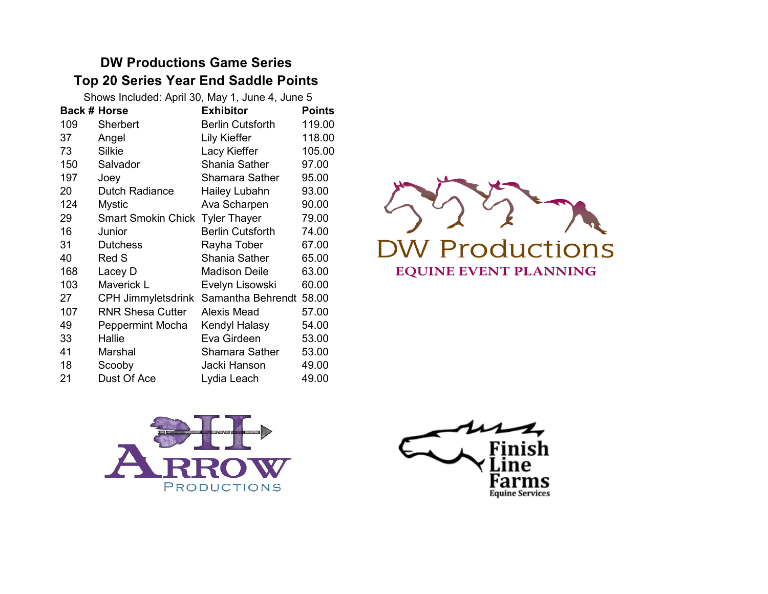# DW Productions Game Series

## Top 20 Series Year End Saddle Points

Shows Included: April 30, May 1, June 4, June 5

| Back # | Horse | Exhibitor | Points |
|---|---|---|---|
| 109 | Sherbert | Berlin Cutsforth | 119.00 |
| 37 | Angel | Lily Kieffer | 118.00 |
| 73 | Silkie | Lacy Kieffer | 105.00 |
| 150 | Salvador | Shania Sather | 97.00 |
| 197 | Joey | Shamara Sather | 95.00 |
| 20 | Dutch Radiance | Hailey Lubahn | 93.00 |
| 124 | Mystic | Ava Scharpen | 90.00 |
| 29 | Smart Smokin Chick | Tyler Thayer | 79.00 |
| 16 | Junior | Berlin Cutsforth | 74.00 |
| 31 | Dutchess | Rayha Tober | 67.00 |
| 40 | Red S | Shania Sather | 65.00 |
| 168 | Lacey D | Madison Deile | 63.00 |
| 103 | Maverick L | Evelyn Lisowski | 60.00 |
| 27 | CPH Jimmyletsdrink | Samantha Behrendt | 58.00 |
| 107 | RNR Shesa Cutter | Alexis Mead | 57.00 |
| 49 | Peppermint Mocha | Kendyl Halasy | 54.00 |
| 33 | Hallie | Eva Girdeen | 53.00 |
| 41 | Marshal | Shamara Sather | 53.00 |
| 18 | Scooby | Jacki Hanson | 49.00 |
| 21 | Dust Of Ace | Lydia Leach | 49.00 |

DW Productions
EQUINE EVENT PLANNING

II Arrow Productions

Finish Line Farms
Equine Services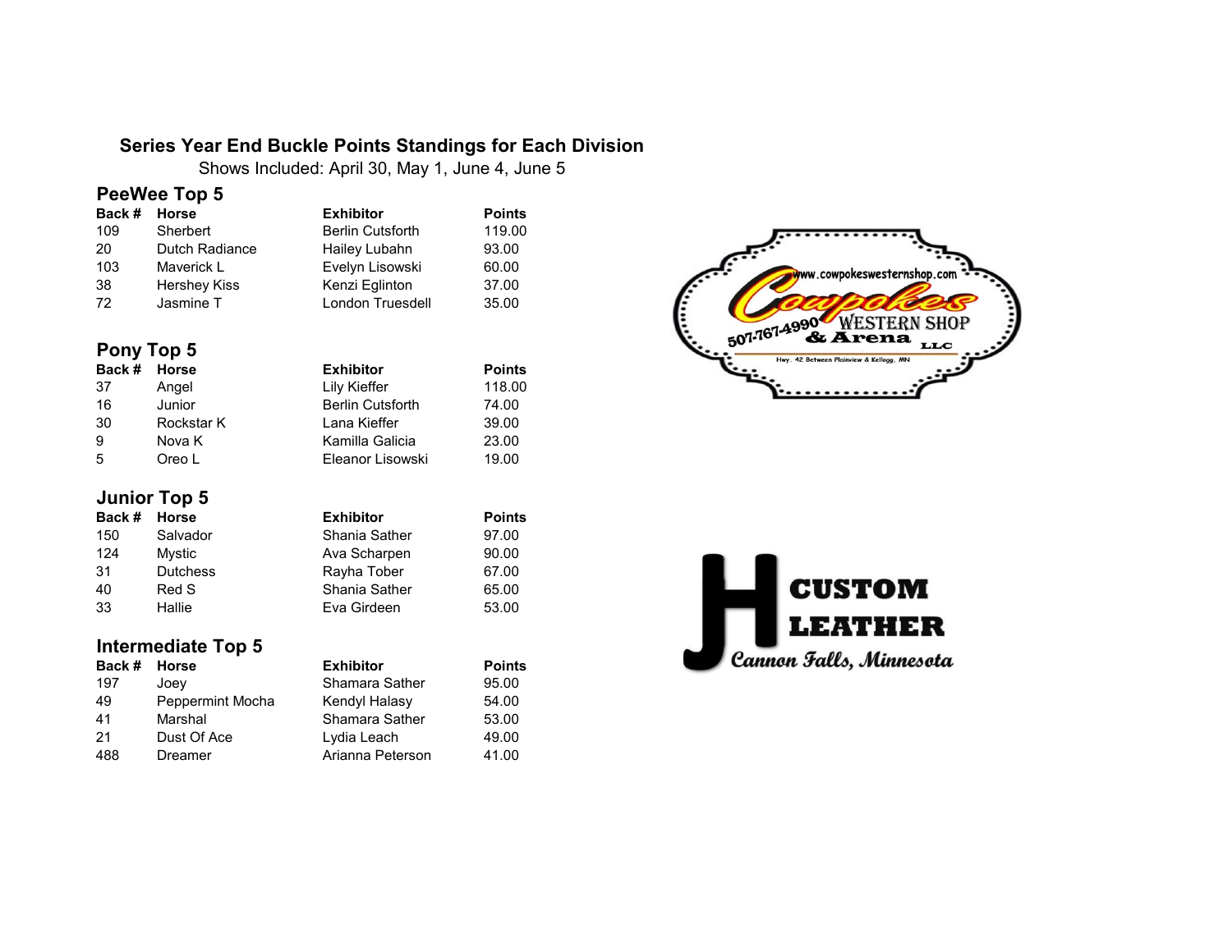# Series Year End Buckle Points Standings for Each Division

Shows Included: April 30, May 1, June 4, June 5

## PeeWee Top 5

| Back # | Horse | Exhibitor | Points |
|---|---|---|---|
| 109 | Sherbert | Berlin Cutsforth | 119.00 |
| 20 | Dutch Radiance | Hailey Lubahn | 93.00 |
| 103 | Maverick L | Evelyn Lisowski | 60.00 |
| 38 | Hershey Kiss | Kenzi Eglinton | 37.00 |
| 72 | Jasmine T | London Truesdell | 35.00 |

## Pony Top 5

| Back # | Horse | Exhibitor | Points |
|---|---|---|---|
| 37 | Angel | Lily Kieffer | 118.00 |
| 16 | Junior | Berlin Cutsforth | 74.00 |
| 30 | Rockstar K | Lana Kieffer | 39.00 |
| 9 | Nova K | Kamilla Galicia | 23.00 |
| 5 | Oreo L | Eleanor Lisowski | 19.00 |

## Junior Top 5

| Back # | Horse | Exhibitor | Points |
|---|---|---|---|
| 150 | Salvador | Shania Sather | 97.00 |
| 124 | Mystic | Ava Scharpen | 90.00 |
| 31 | Dutchess | Rayha Tober | 67.00 |
| 40 | Red S | Shania Sather | 65.00 |
| 33 | Hallie | Eva Girdeen | 53.00 |

## Intermediate Top 5

| Back # | Horse | Exhibitor | Points |
|---|---|---|---|
| 197 | Joey | Shamara Sather | 95.00 |
| 49 | Peppermint Mocha | Kendyl Halasy | 54.00 |
| 41 | Marshal | Shamara Sather | 53.00 |
| 21 | Dust Of Ace | Lydia Leach | 49.00 |
| 488 | Dreamer | Arianna Peterson | 41.00 |

www.cowpokeswesternshop.com
Cowpokes Western Shop & Arena LLC
507-767-4990
Hwy. 42 Between Plainview & Kellogg, MN

JH Custom Leather
Cannon Falls, Minnesota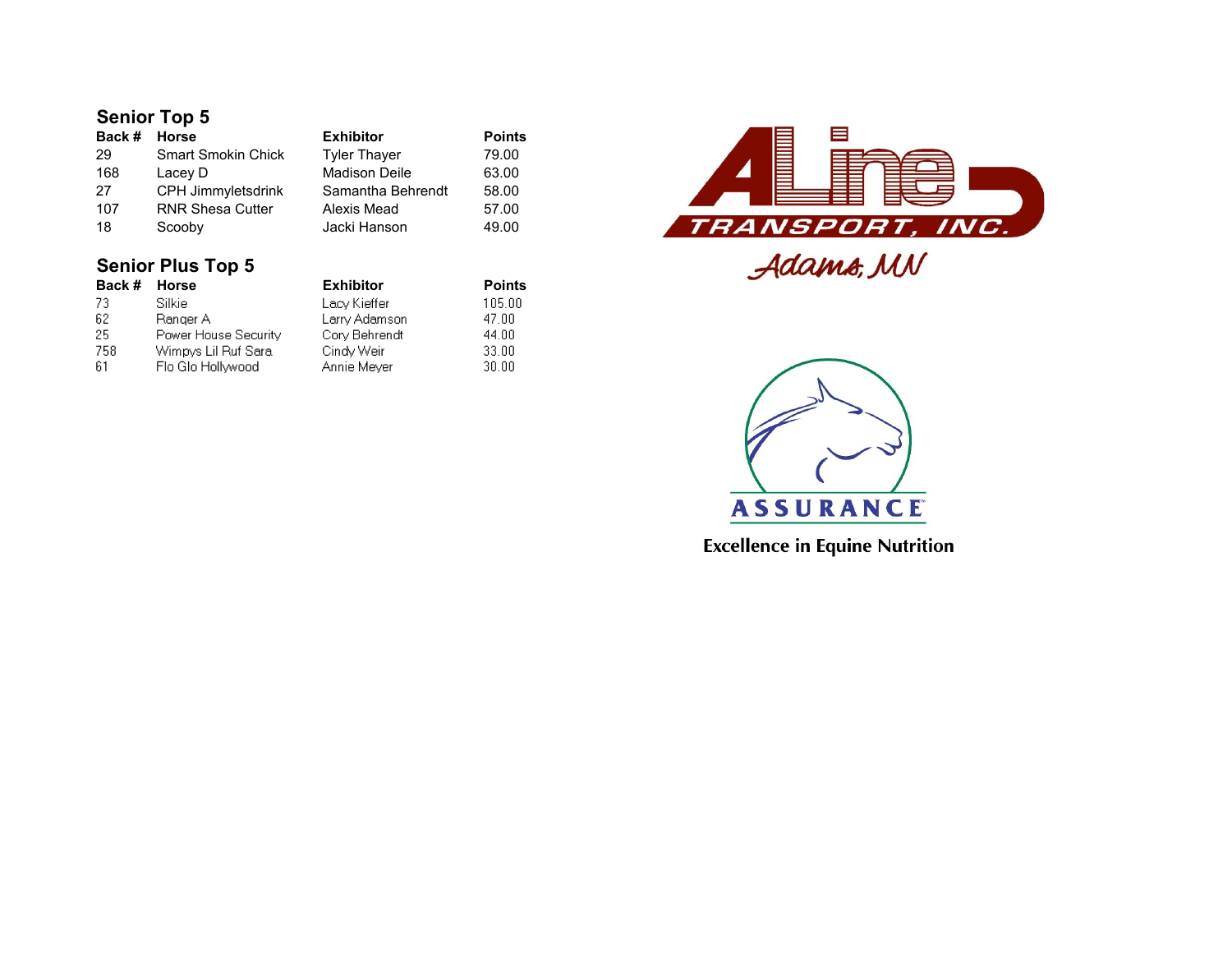## Senior Top 5

| Back # | Horse | Exhibitor | Points |
| --- | --- | --- | --- |
| 29 | Smart Smokin Chick | Tyler Thayer | 79.00 |
| 168 | Lacey D | Madison Deile | 63.00 |
| 27 | CPH Jimmyletsdrink | Samantha Behrendt | 58.00 |
| 107 | RNR Shesa Cutter | Alexis Mead | 57.00 |
| 18 | Scooby | Jacki Hanson | 49.00 |

## Senior Plus Top 5

| Back # | Horse | Exhibitor | Points |
| --- | --- | --- | --- |
| 73 | Silkie | Lacy Kieffer | 105.00 |
| 62 | Ranger A | Larry Adamson | 47.00 |
| 25 | Power House Security | Cory Behrendt | 44.00 |
| 758 | Wimpys Lil Ruf Sara | Cindy Weir | 33.00 |
| 61 | Flo Glo Hollywood | Annie Meyer | 30.00 |

ALine TRANSPORT, INC.

Adams, MN

ASSURANCE

Excellence in Equine Nutrition